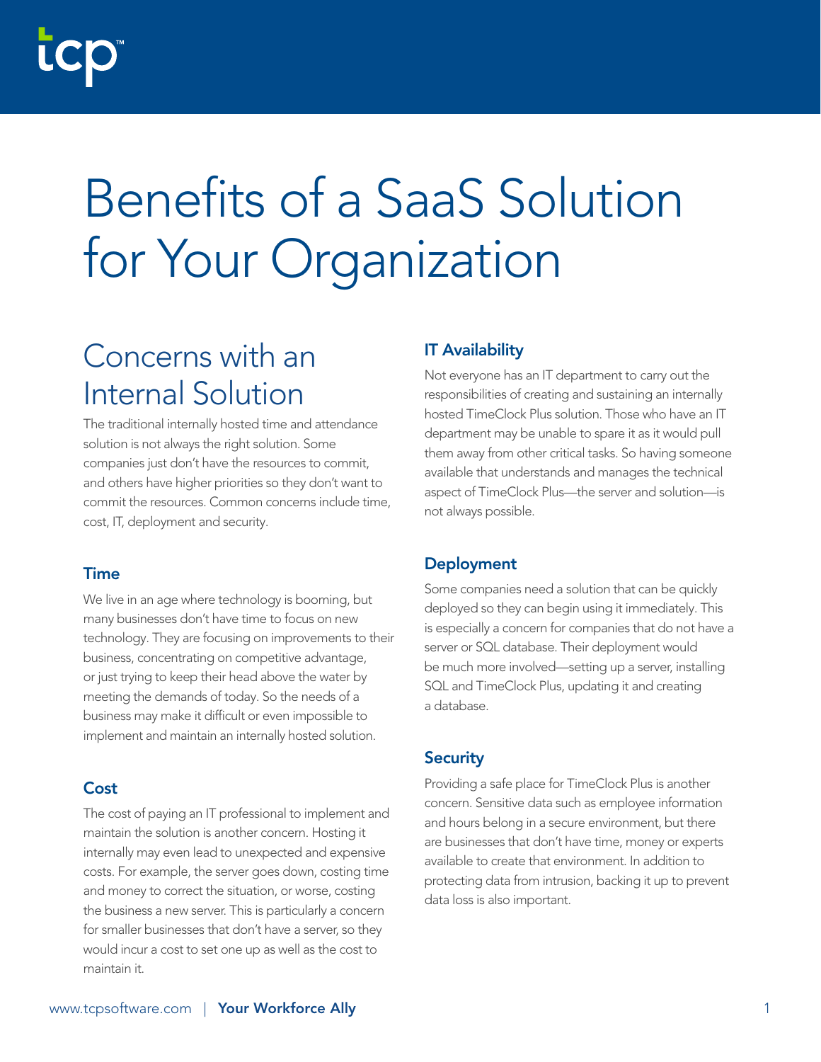# Benefits of a SaaS Solution for Your Organization

## Concerns with an Internal Solution

The traditional internally hosted time and attendance solution is not always the right solution. Some companies just don't have the resources to commit, and others have higher priorities so they don't want to commit the resources. Common concerns include time, cost, IT, deployment and security.

### Time

We live in an age where technology is booming, but many businesses don't have time to focus on new technology. They are focusing on improvements to their business, concentrating on competitive advantage, or just trying to keep their head above the water by meeting the demands of today. So the needs of a business may make it difficult or even impossible to implement and maintain an internally hosted solution.

### Cost

The cost of paying an IT professional to implement and maintain the solution is another concern. Hosting it internally may even lead to unexpected and expensive costs. For example, the server goes down, costing time and money to correct the situation, or worse, costing the business a new server. This is particularly a concern for smaller businesses that don't have a server, so they would incur a cost to set one up as well as the cost to maintain it.

### IT Availability

Not everyone has an IT department to carry out the responsibilities of creating and sustaining an internally hosted TimeClock Plus solution. Those who have an IT department may be unable to spare it as it would pull them away from other critical tasks. So having someone available that understands and manages the technical aspect of TimeClock Plus—the server and solution—is not always possible.

### Deployment

Some companies need a solution that can be quickly deployed so they can begin using it immediately. This is especially a concern for companies that do not have a server or SQL database. Their deployment would be much more involved—setting up a server, installing SQL and TimeClock Plus, updating it and creating a database.

### Security

Providing a safe place for TimeClock Plus is another concern. Sensitive data such as employee information and hours belong in a secure environment, but there are businesses that don't have time, money or experts available to create that environment. In addition to protecting data from intrusion, backing it up to prevent data loss is also important.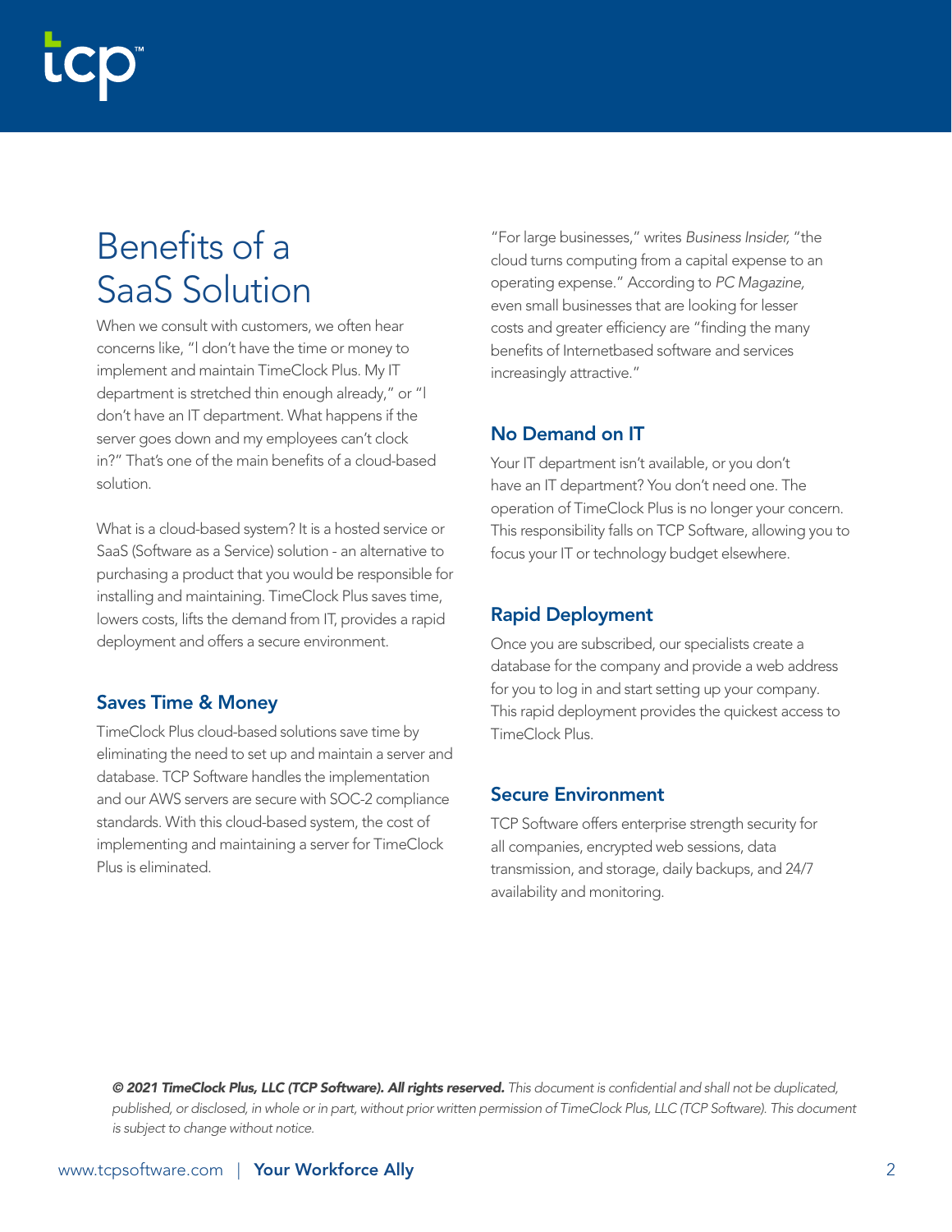# Benefits of a SaaS Solution

When we consult with customers, we often hear concerns like, "I don't have the time or money to implement and maintain TimeClock Plus. My IT department is stretched thin enough already," or "I don't have an IT department. What happens if the server goes down and my employees can't clock in?" That's one of the main benefits of a cloud-based solution.

What is a cloud-based system? It is a hosted service or SaaS (Software as a Service) solution - an alternative to purchasing a product that you would be responsible for installing and maintaining. TimeClock Plus saves time, lowers costs, lifts the demand from IT, provides a rapid deployment and offers a secure environment.

## Saves Time & Money

TimeClock Plus cloud-based solutions save time by eliminating the need to set up and maintain a server and database. TCP Software handles the implementation and our AWS servers are secure with SOC-2 compliance standards. With this cloud-based system, the cost of implementing and maintaining a server for TimeClock Plus is eliminated.

"For large businesses," writes *Business Insider,* "the cloud turns computing from a capital expense to an operating expense." According to *PC Magazine,* even small businesses that are looking for lesser costs and greater efficiency are "finding the many benefits of Internetbased software and services increasingly attractive."

## No Demand on IT

Your IT department isn't available, or you don't have an IT department? You don't need one. The operation of TimeClock Plus is no longer your concern. This responsibility falls on TCP Software, allowing you to focus your IT or technology budget elsewhere.

## Rapid Deployment

Once you are subscribed, our specialists create a database for the company and provide a web address for you to log in and start setting up your company. This rapid deployment provides the quickest access to TimeClock Plus.

## Secure Environment

TCP Software offers enterprise strength security for all companies, encrypted web sessions, data transmission, and storage, daily backups, and 24/7 availability and monitoring.

***© 2021 TimeClock Plus, LLC (TCP Software). All rights reserved.*** *This document is confidential and shall not be duplicated, published, or disclosed, in whole or in part, without prior written permission of TimeClock Plus, LLC (TCP Software). This document is subject to change without notice.*